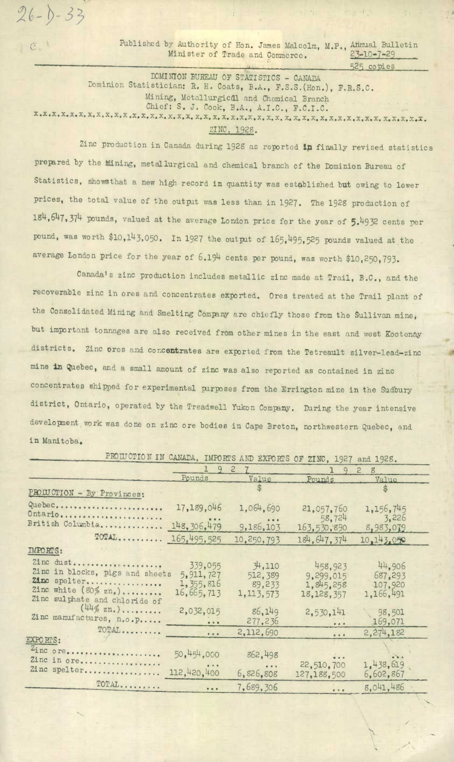26-D-33

C.

Published by Authority of Hon. James Malcolm, M.P., Minister of Trade and Commerce. Annual Bulletin 23-10-7-29

525 copies

DOMINION BUREAU OF STATISTICS - CANADA
Dominion Statistician: R. H. Coats, B.A., F.S.S.(Hon.), F.R.S.C.
Mining, Metallurgical and Chemical Branch
Chief: S. J. Cook, B.A., A.I.C., F.C.I.C.

x.x.x.x.x.x.x.x.x.x.x.x.x.x.x.x.x.x.x.x.x.x.x.x.x.x.x.x.x.x.x.x.x.x.x.x.x.x.x.x.x.x.x.x.

ZINC, 1928.

Zinc production in Canada during 1928 as reported in finally revised statistics prepared by the Mining, metallurgical and chemical branch of the Dominion Bureau of Statistics, shows that a new high record in quantity was established but owing to lower prices, the total value of the output was less than in 1927. The 1928 production of 184,647,374 pounds, valued at the average London price for the year of 5.4932 cents per pound, was worth $10,143,050. In 1927 the output of 165,495,525 pounds valued at the average London price for the year of 6.194 cents per pound, was worth $10,250,793.

Canada's zinc production includes metallic zinc made at Trail, B.C., and the recoverable zinc in ores and concentrates exported. Ores treated at the Trail plant of the Consolidated Mining and Smelting Company are chiefly those from the Sullivan mine, but important tonnages are also received from other mines in the east and west Kootenay districts. Zinc ores and concentrates are exported from the Tetreault silver-lead-zinc mine in Quebec, and a small amount of zinc was also reported as contained in zinc concentrates shipped for experimental purposes from the Errington mine in the Sudbury district, Ontario, operated by the Treadwell Yukon Company. During the year intensive development work was done on zinc ore bodies in Cape Breton, northwestern Quebec, and in Manitoba.

PRODUCTION IN CANADA, IMPORTS AND EXPORTS OF ZINC, 1927 and 1928.

| | 1927 | | 1928 | |
|---|---|---|---|---|
| | Pounds | Value $ | Pounds | Value $ |
| PRODUCTION - By Provinces: | | | | |
| Quebec | 17,189,046 | 1,064,690 | 21,057,760 | 1,156,745 |
| Ontario | ... | ... | 58,724 | 3,226 |
| British Columbia | 148,306,479 | 9,186,103 | 163,530,890 | 8,983,079 |
| TOTAL | 165,495,525 | 10,250,793 | 184,647,374 | 10,143,050 |
| IMPORTS: | | | | |
| Zinc dust | 339,055 | 34,110 | 458,923 | 44,906 |
| Zinc in blocks, pigs and sheets | 5,911,727 | 512,389 | 9,299,015 | 687,293 |
| Zinc spelter | 1,355,816 | 89,233 | 1,845,258 | 107,920 |
| Zinc white (80% zn.) | 16,665,713 | 1,113,573 | 18,128,357 | 1,166,491 |
| Zinc sulphate and chloride of (44% zn.) | 2,032,015 | 86,149 | 2,530,141 | 98,501 |
| Zinc manufactures, n.o.p. | ... | 277,236 | ... | 169,071 |
| TOTAL | ... | 2,112,690 | ... | 2,274,182 |
| EXPORTS: | | | | |
| Zinc ore | 50,454,000 | 862,498 | ... | ... |
| Zinc in ore | ... | ... | 22,510,700 | 1,438,619 |
| Zinc spelter | 112,420,400 | 6,826,808 | 127,188,500 | 6,602,867 |
| TOTAL | ... | 7,689,306 | ... | 8,041,486 |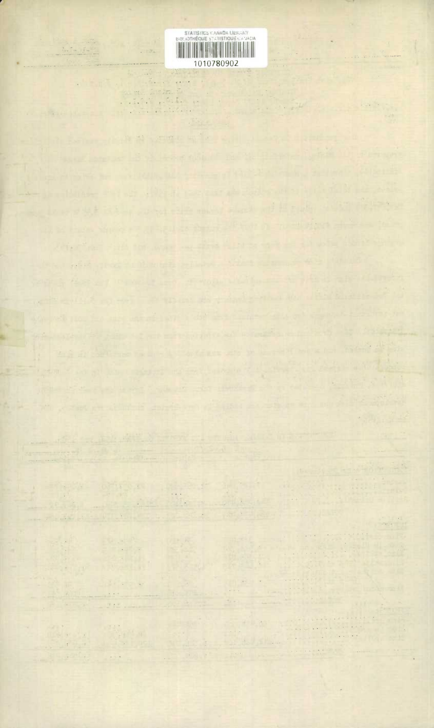STATISTICS CANADA LIBRARY
BIBLIOTHÈQUE STATISTIQUE CANADA

1010780902